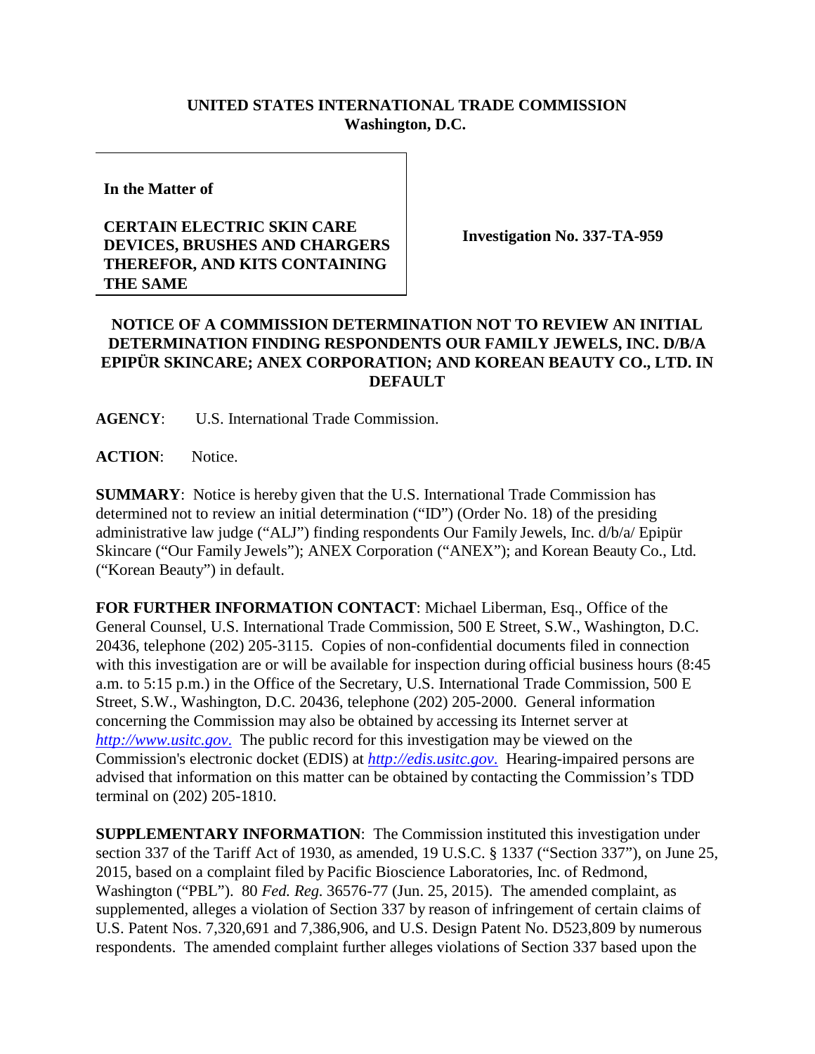**UNITED STATES INTERNATIONAL TRADE COMMISSION**
**Washington, D.C.**

**In the Matter of**

**CERTAIN ELECTRIC SKIN CARE DEVICES, BRUSHES AND CHARGERS THEREFOR, AND KITS CONTAINING THE SAME**

**Investigation No. 337-TA-959**

**NOTICE OF A COMMISSION DETERMINATION NOT TO REVIEW AN INITIAL DETERMINATION FINDING RESPONDENTS OUR FAMILY JEWELS, INC. D/B/A EPIPÜR SKINCARE; ANEX CORPORATION; AND KOREAN BEAUTY CO., LTD. IN DEFAULT**

**AGENCY**: U.S. International Trade Commission.

**ACTION**: Notice.

**SUMMARY**: Notice is hereby given that the U.S. International Trade Commission has determined not to review an initial determination ("ID") (Order No. 18) of the presiding administrative law judge ("ALJ") finding respondents Our Family Jewels, Inc. d/b/a/ Epipür Skincare ("Our Family Jewels"); ANEX Corporation ("ANEX"); and Korean Beauty Co., Ltd. ("Korean Beauty") in default.

**FOR FURTHER INFORMATION CONTACT**: Michael Liberman, Esq., Office of the General Counsel, U.S. International Trade Commission, 500 E Street, S.W., Washington, D.C. 20436, telephone (202) 205-3115. Copies of non-confidential documents filed in connection with this investigation are or will be available for inspection during official business hours (8:45 a.m. to 5:15 p.m.) in the Office of the Secretary, U.S. International Trade Commission, 500 E Street, S.W., Washington, D.C. 20436, telephone (202) 205-2000. General information concerning the Commission may also be obtained by accessing its Internet server at *http://www.usitc.gov.* The public record for this investigation may be viewed on the Commission's electronic docket (EDIS) at *http://edis.usitc.gov.* Hearing-impaired persons are advised that information on this matter can be obtained by contacting the Commission's TDD terminal on (202) 205-1810.

**SUPPLEMENTARY INFORMATION**: The Commission instituted this investigation under section 337 of the Tariff Act of 1930, as amended, 19 U.S.C. § 1337 ("Section 337"), on June 25, 2015, based on a complaint filed by Pacific Bioscience Laboratories, Inc. of Redmond, Washington ("PBL"). 80 *Fed. Reg.* 36576-77 (Jun. 25, 2015). The amended complaint, as supplemented, alleges a violation of Section 337 by reason of infringement of certain claims of U.S. Patent Nos. 7,320,691 and 7,386,906, and U.S. Design Patent No. D523,809 by numerous respondents. The amended complaint further alleges violations of Section 337 based upon the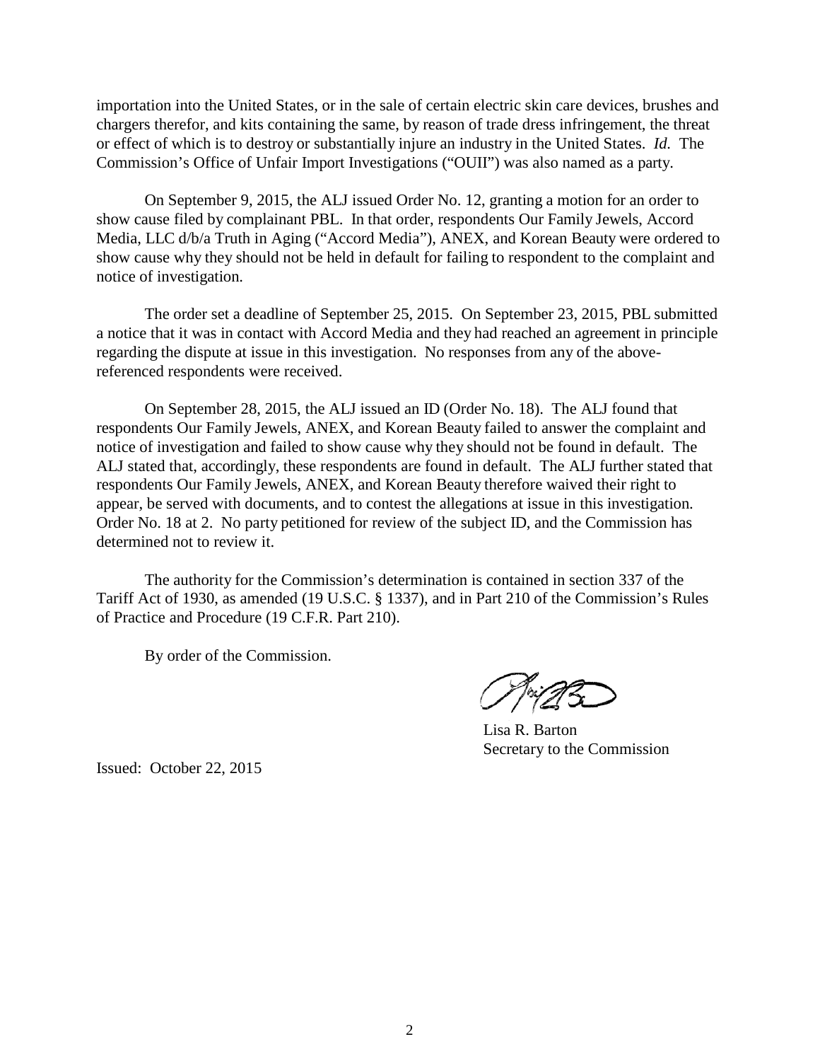importation into the United States, or in the sale of certain electric skin care devices, brushes and chargers therefor, and kits containing the same, by reason of trade dress infringement, the threat or effect of which is to destroy or substantially injure an industry in the United States. *Id.* The Commission's Office of Unfair Import Investigations ("OUII") was also named as a party.

On September 9, 2015, the ALJ issued Order No. 12, granting a motion for an order to show cause filed by complainant PBL. In that order, respondents Our Family Jewels, Accord Media, LLC d/b/a Truth in Aging ("Accord Media"), ANEX, and Korean Beauty were ordered to show cause why they should not be held in default for failing to respondent to the complaint and notice of investigation.

The order set a deadline of September 25, 2015. On September 23, 2015, PBL submitted a notice that it was in contact with Accord Media and they had reached an agreement in principle regarding the dispute at issue in this investigation. No responses from any of the above-referenced respondents were received.

On September 28, 2015, the ALJ issued an ID (Order No. 18). The ALJ found that respondents Our Family Jewels, ANEX, and Korean Beauty failed to answer the complaint and notice of investigation and failed to show cause why they should not be found in default. The ALJ stated that, accordingly, these respondents are found in default. The ALJ further stated that respondents Our Family Jewels, ANEX, and Korean Beauty therefore waived their right to appear, be served with documents, and to contest the allegations at issue in this investigation. Order No. 18 at 2. No party petitioned for review of the subject ID, and the Commission has determined not to review it.

The authority for the Commission's determination is contained in section 337 of the Tariff Act of 1930, as amended (19 U.S.C. § 1337), and in Part 210 of the Commission's Rules of Practice and Procedure (19 C.F.R. Part 210).

By order of the Commission.

Lisa R. Barton
Secretary to the Commission

Issued: October 22, 2015